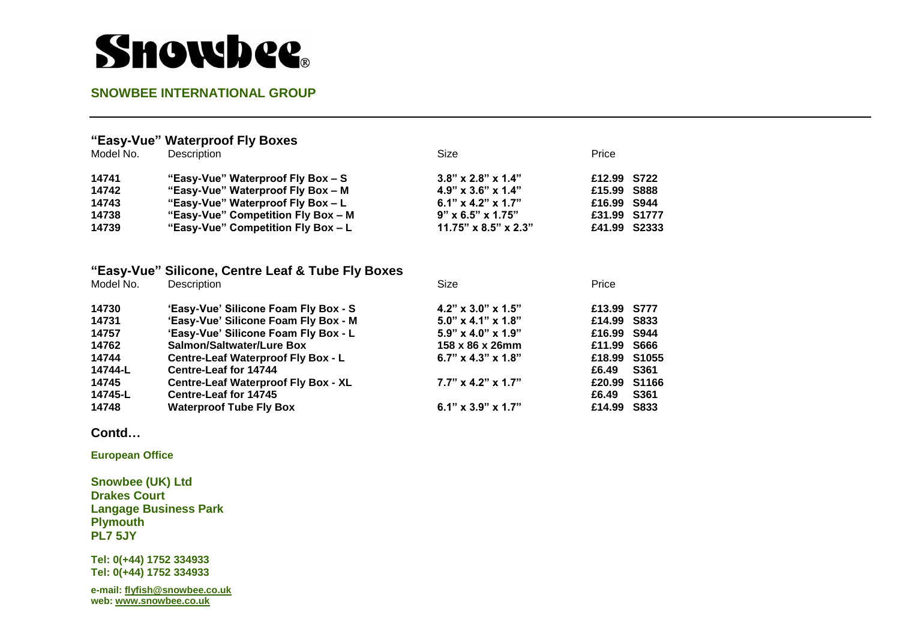# Snowbee®

**SNOWBEE INTERNATIONAL GROUP**

## "Easy-Vue" Waterproof Fly Boxes

| Model No. | Description | Size | Price | |
|---|---|---|---|---|
| **14741** | **"Easy-Vue" Waterproof Fly Box – S** | **3.8" x 2.8" x 1.4"** | **£12.99** | **S722** |
| **14742** | **"Easy-Vue" Waterproof Fly Box – M** | **4.9" x 3.6" x 1.4"** | **£15.99** | **S888** |
| **14743** | **"Easy-Vue" Waterproof Fly Box – L** | **6.1" x 4.2" x 1.7"** | **£16.99** | **S944** |
| **14738** | **"Easy-Vue" Competition Fly Box – M** | **9" x 6.5" x 1.75"** | **£31.99** | **S1777** |
| **14739** | **"Easy-Vue" Competition Fly Box – L** | **11.75" x 8.5" x 2.3"** | **£41.99** | **S2333** |

## "Easy-Vue" Silicone, Centre Leaf & Tube Fly Boxes

| Model No. | Description | Size | Price | |
|---|---|---|---|---|
| **14730** | **'Easy-Vue' Silicone Foam Fly Box - S** | **4.2" x 3.0" x 1.5"** | **£13.99** | **S777** |
| **14731** | **'Easy-Vue' Silicone Foam Fly Box - M** | **5.0" x 4.1" x 1.8"** | **£14.99** | **S833** |
| **14757** | **'Easy-Vue' Silicone Foam Fly Box - L** | **5.9" x 4.0" x 1.9"** | **£16.99** | **S944** |
| **14762** | **Salmon/Saltwater/Lure Box** | **158 x 86 x 26mm** | **£11.99** | **S666** |
| **14744** | **Centre-Leaf Waterproof Fly Box - L** | **6.7" x 4.3" x 1.8"** | **£18.99** | **S1055** |
| **14744-L** | **Centre-Leaf for 14744** | | **£6.49** | **S361** |
| **14745** | **Centre-Leaf Waterproof Fly Box - XL** | **7.7" x 4.2" x 1.7"** | **£20.99** | **S1166** |
| **14745-L** | **Centre-Leaf for 14745** | | **£6.49** | **S361** |
| **14748** | **Waterproof Tube Fly Box** | **6.1" x 3.9" x 1.7"** | **£14.99** | **S833** |

**Contd…**

**European Office**

**Snowbee (UK) Ltd**
**Drakes Court**
**Langage Business Park**
**Plymouth**
**PL7 5JY**

**Tel: 0(+44) 1752 334933**
**Tel: 0(+44) 1752 334933**

**e-mail: flyfish@snowbee.co.uk**
**web: www.snowbee.co.uk**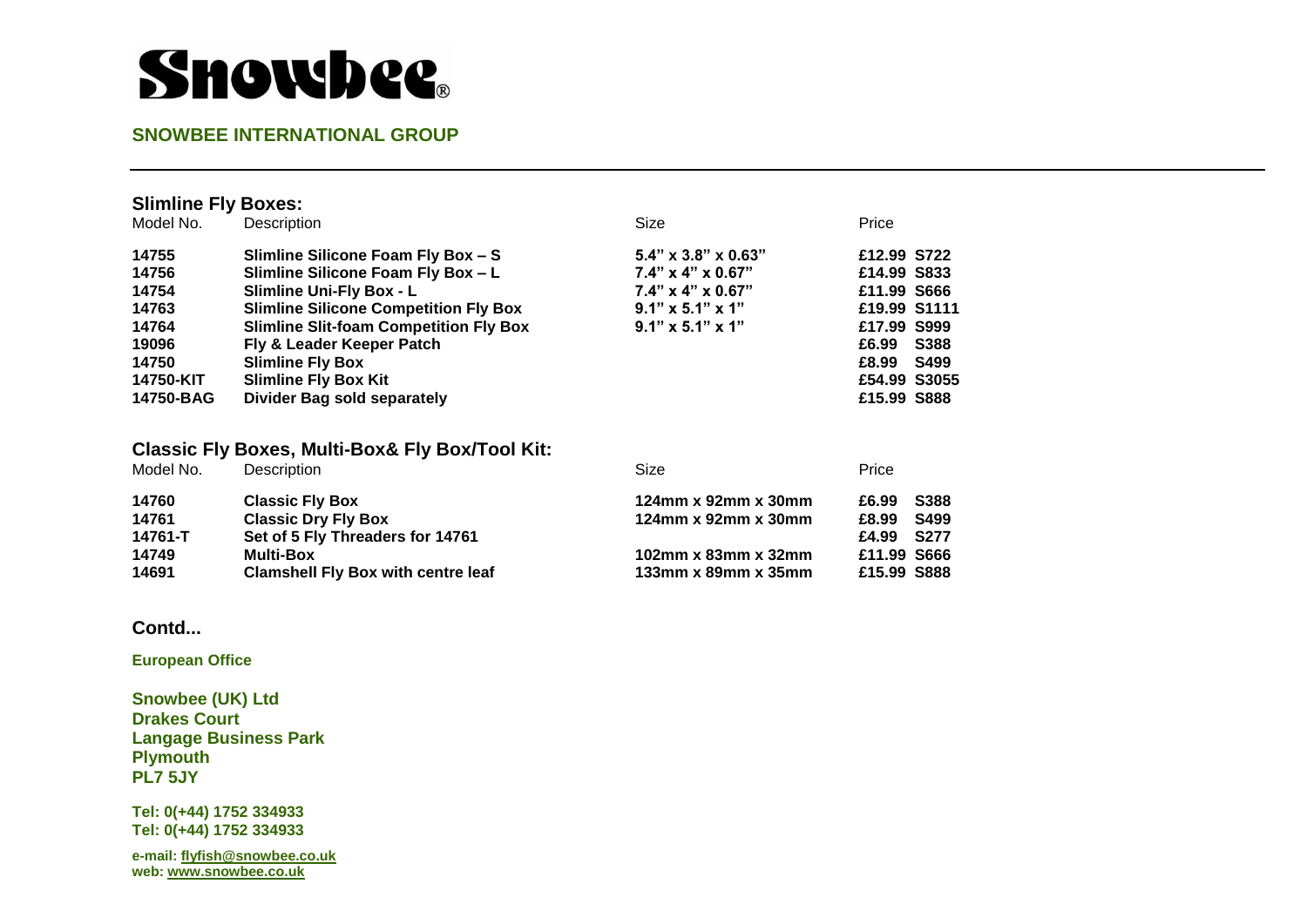# Snowbee®

**SNOWBEE INTERNATIONAL GROUP**

## Slimline Fly Boxes:

| Model No. | Description | Size | Price |
|---|---|---|---|
| **14755** | **Slimline Silicone Foam Fly Box – S** | **5.4" x 3.8" x 0.63"** | **£12.99 S722** |
| **14756** | **Slimline Silicone Foam Fly Box – L** | **7.4" x 4" x 0.67"** | **£14.99 S833** |
| **14754** | **Slimline Uni-Fly Box - L** | **7.4" x 4" x 0.67"** | **£11.99 S666** |
| **14763** | **Slimline Silicone Competition Fly Box** | **9.1" x 5.1" x 1"** | **£19.99 S1111** |
| **14764** | **Slimline Slit-foam Competition Fly Box** | **9.1" x 5.1" x 1"** | **£17.99 S999** |
| **19096** | **Fly & Leader Keeper Patch** | | **£6.99 S388** |
| **14750** | **Slimline Fly Box** | | **£8.99 S499** |
| **14750-KIT** | **Slimline Fly Box Kit** | | **£54.99 S3055** |
| **14750-BAG** | **Divider Bag sold separately** | | **£15.99 S888** |

## Classic Fly Boxes, Multi-Box& Fly Box/Tool Kit:

| Model No. | Description | Size | Price |
|---|---|---|---|
| **14760** | **Classic Fly Box** | **124mm x 92mm x 30mm** | **£6.99 S388** |
| **14761** | **Classic Dry Fly Box** | **124mm x 92mm x 30mm** | **£8.99 S499** |
| **14761-T** | **Set of 5 Fly Threaders for 14761** | | **£4.99 S277** |
| **14749** | **Multi-Box** | **102mm x 83mm x 32mm** | **£11.99 S666** |
| **14691** | **Clamshell Fly Box with centre leaf** | **133mm x 89mm x 35mm** | **£15.99 S888** |

**Contd...**

**European Office**

**Snowbee (UK) Ltd**
**Drakes Court**
**Langage Business Park**
**Plymouth**
**PL7 5JY**

**Tel: 0(+44) 1752 334933**
**Tel: 0(+44) 1752 334933**

**e-mail: flyfish@snowbee.co.uk**
**web: www.snowbee.co.uk**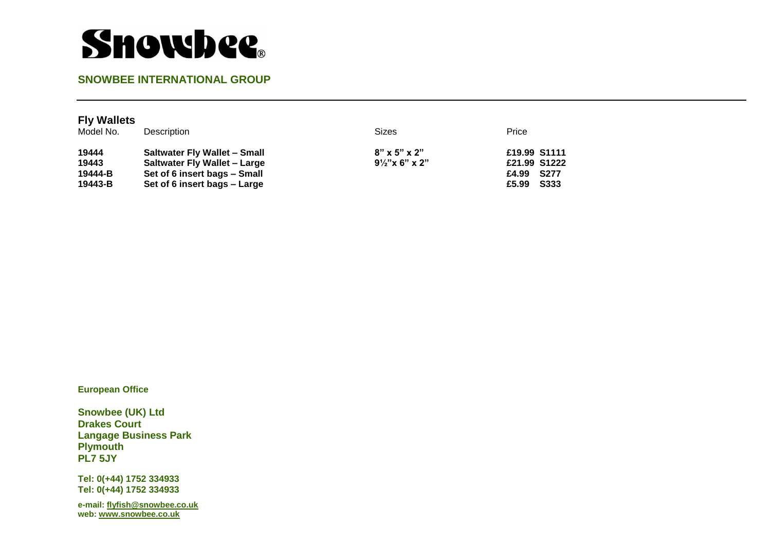# Snowbee®

**SNOWBEE INTERNATIONAL GROUP**

---

## Fly Wallets

| Model No. | Description | Sizes | Price |
|---|---|---|---|
| **19444** | **Saltwater Fly Wallet – Small** | **8" x 5" x 2"** | **£19.99 S1111** |
| **19443** | **Saltwater Fly Wallet – Large** | **9½"x 6" x 2"** | **£21.99 S1222** |
| **19444-B** | **Set of 6 insert bags – Small** | | **£4.99 S277** |
| **19443-B** | **Set of 6 insert bags – Large** | | **£5.99 S333** |

**European Office**

**Snowbee (UK) Ltd**
**Drakes Court**
**Langage Business Park**
**Plymouth**
**PL7 5JY**

**Tel: 0(+44) 1752 334933**
**Tel: 0(+44) 1752 334933**

**e-mail: flyfish@snowbee.co.uk**
**web: www.snowbee.co.uk**